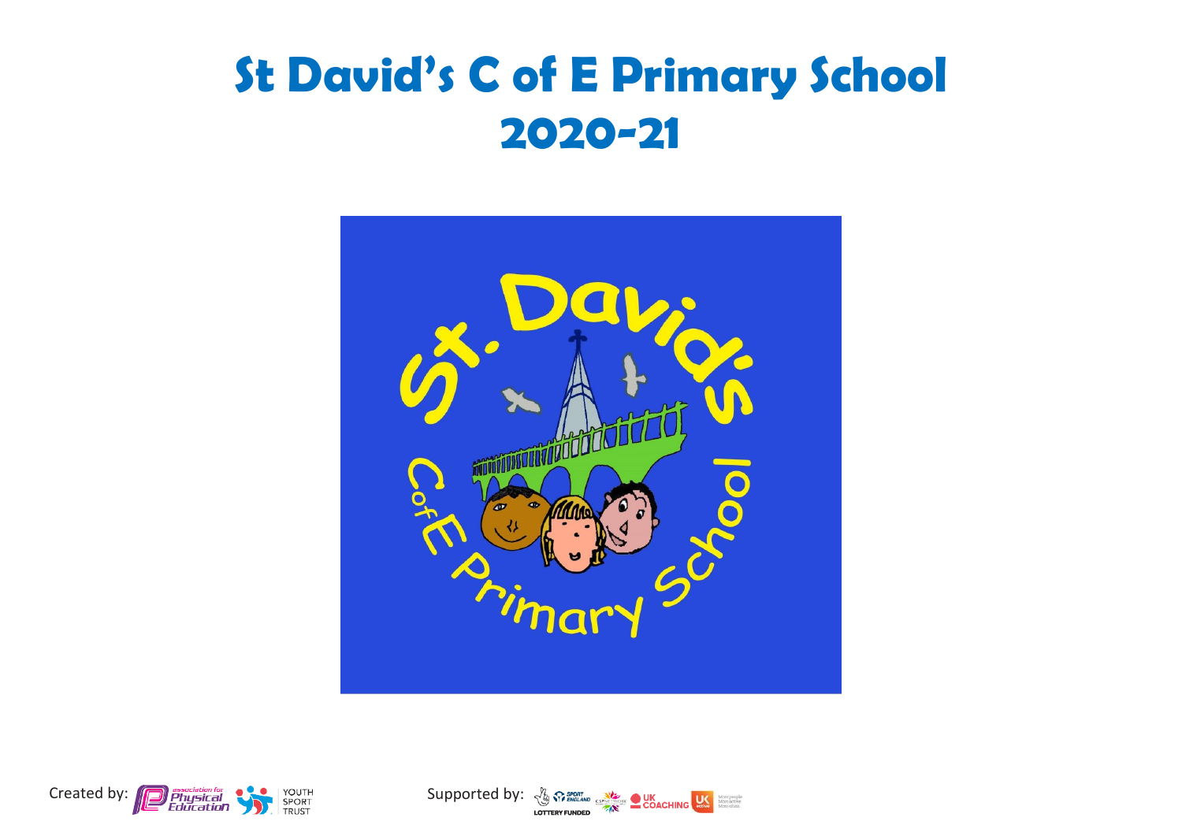# St David's C of E Primary School 2020-21

Created by: association for Physical Education, Youth Sport Trust

Supported by: Lottery Funded, Sport England, CSPNetwork, UK Coaching, UK Active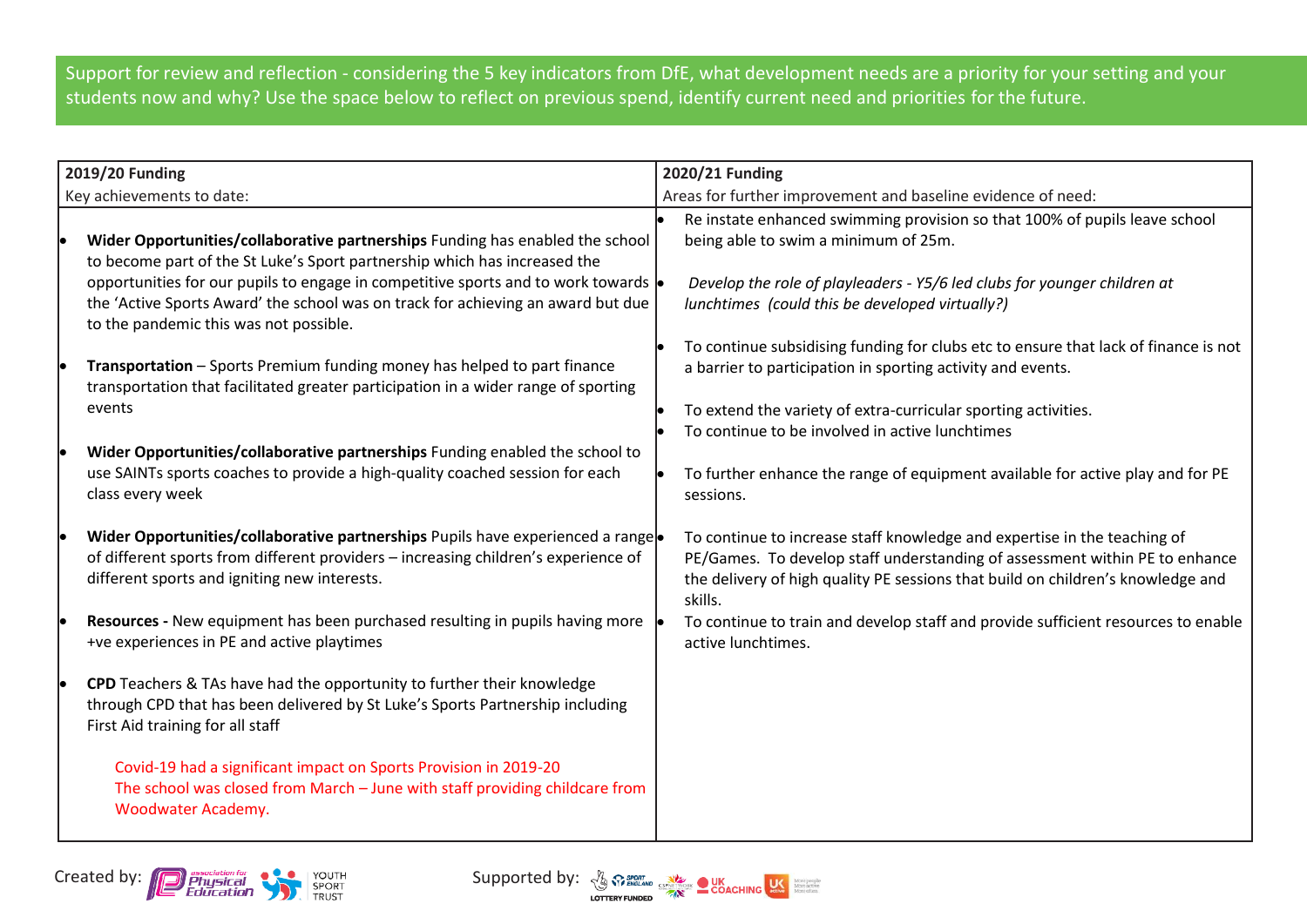Support for review and reflection - considering the 5 key indicators from DfE, what development needs are a priority for your setting and your students now and why? Use the space below to reflect on previous spend, identify current need and priorities for the future.

| 2019/20 Funding<br>Key achievements to date: | 2020/21 Funding<br>Areas for further improvement and baseline evidence of need: |
|---|---|
| • **Wider Opportunities/collaborative partnerships** Funding has enabled the school to become part of the St Luke's Sport partnership which has increased the opportunities for our pupils to engage in competitive sports and to work towards the 'Active Sports Award' the school was on track for achieving an award but due to the pandemic this was not possible.<br><br>• **Transportation** – Sports Premium funding money has helped to part finance transportation that facilitated greater participation in a wider range of sporting events<br><br>• **Wider Opportunities/collaborative partnerships** Funding enabled the school to use SAINTs sports coaches to provide a high-quality coached session for each class every week<br><br>• **Wider Opportunities/collaborative partnerships** Pupils have experienced a range of different sports from different providers – increasing children's experience of different sports and igniting new interests.<br><br>• **Resources -** New equipment has been purchased resulting in pupils having more +ve experiences in PE and active playtimes<br><br>• **CPD** Teachers & TAs have had the opportunity to further their knowledge through CPD that has been delivered by St Luke's Sports Partnership including First Aid training for all staff<br><br>Covid-19 had a significant impact on Sports Provision in 2019-20<br>The school was closed from March – June with staff providing childcare from Woodwater Academy. | • Re instate enhanced swimming provision so that 100% of pupils leave school being able to swim a minimum of 25m.<br><br>• *Develop the role of playleaders - Y5/6 led clubs for younger children at lunchtimes (could this be developed virtually?)*<br><br>• To continue subsidising funding for clubs etc to ensure that lack of finance is not a barrier to participation in sporting activity and events.<br><br>• To extend the variety of extra-curricular sporting activities.<br>• To continue to be involved in active lunchtimes<br><br>• To further enhance the range of equipment available for active play and for PE sessions.<br><br>• To continue to increase staff knowledge and expertise in the teaching of PE/Games. To develop staff understanding of assessment within PE to enhance the delivery of high quality PE sessions that build on children's knowledge and skills.<br>• To continue to train and develop staff and provide sufficient resources to enable active lunchtimes. |

Created by: Association for Physical Education, Youth Sport Trust

Supported by: Sport England, CSPN, UK Coaching, UK Active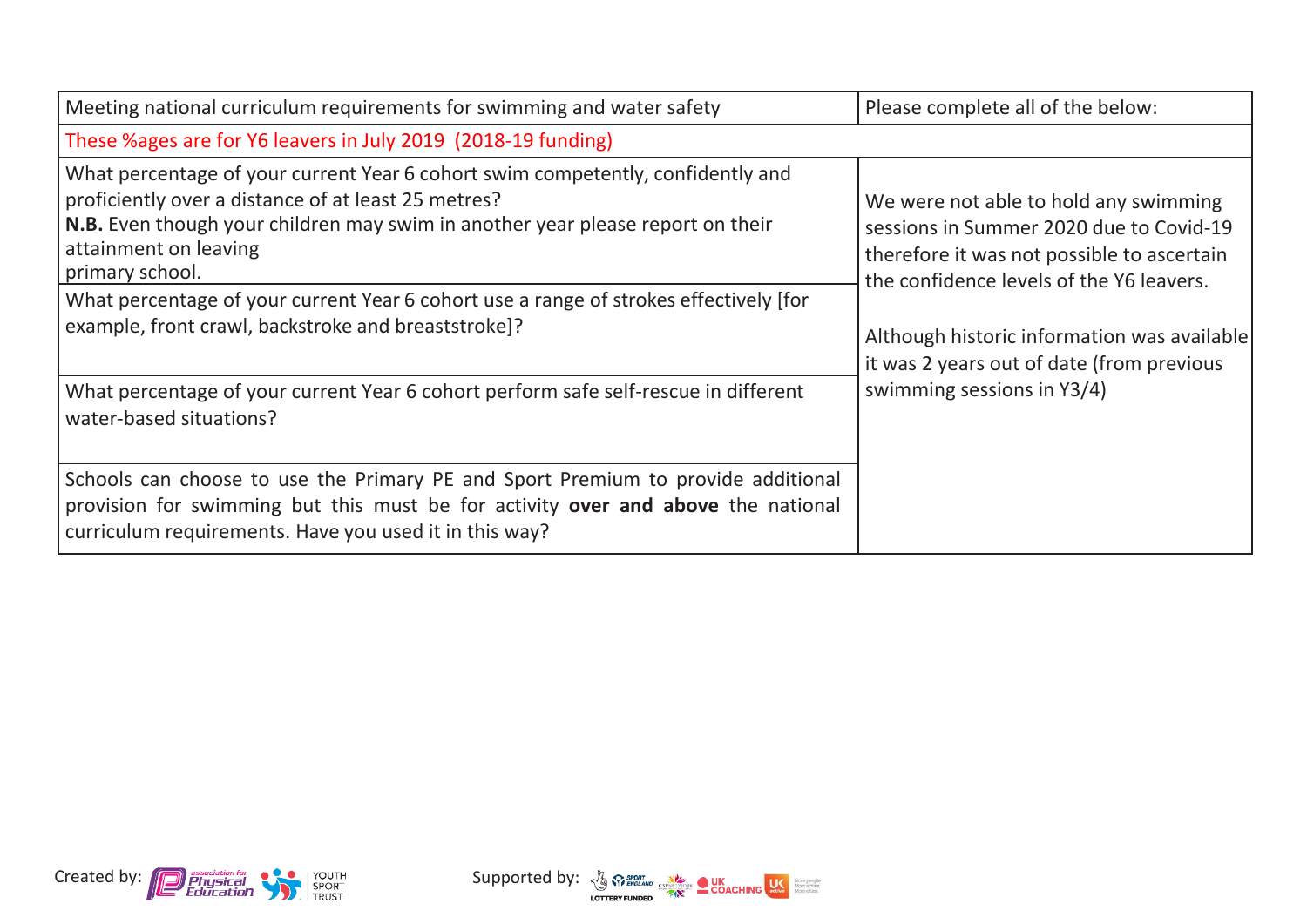| Meeting national curriculum requirements for swimming and water safety | Please complete all of the below: |
|---|---|
| These %ages are for Y6 leavers in July 2019 (2018-19 funding) | |
| What percentage of your current Year 6 cohort swim competently, confidently and proficiently over a distance of at least 25 metres?<br>**N.B.** Even though your children may swim in another year please report on their attainment on leaving primary school. | We were not able to hold any swimming sessions in Summer 2020 due to Covid-19 therefore it was not possible to ascertain the confidence levels of the Y6 leavers.<br><br>Although historic information was available it was 2 years out of date (from previous swimming sessions in Y3/4) |
| What percentage of your current Year 6 cohort use a range of strokes effectively [for example, front crawl, backstroke and breaststroke]? | |
| What percentage of your current Year 6 cohort perform safe self-rescue in different water-based situations? | |
| Schools can choose to use the Primary PE and Sport Premium to provide additional provision for swimming but this must be for activity **over and above** the national curriculum requirements. Have you used it in this way? | |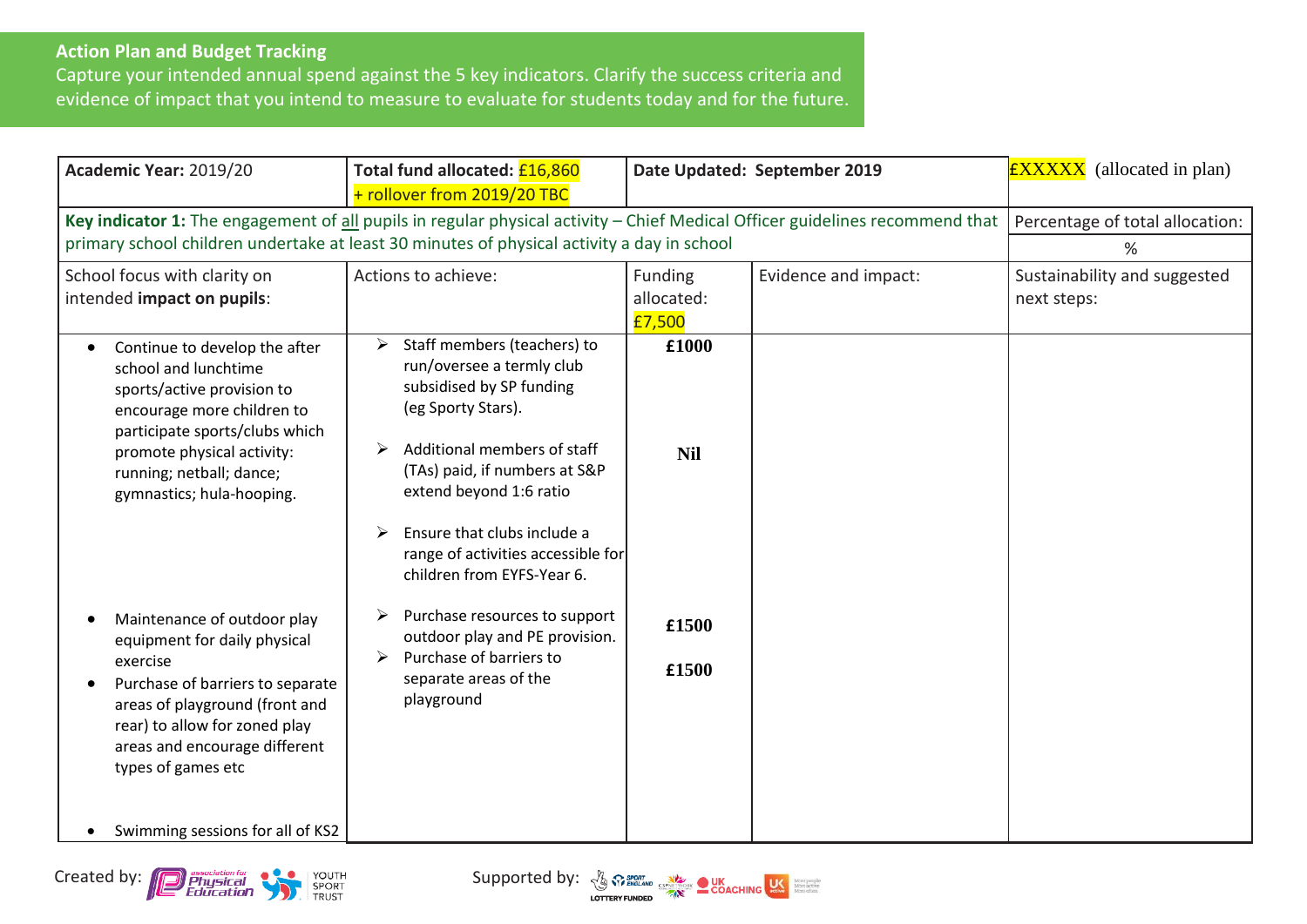## Action Plan and Budget Tracking

Capture your intended annual spend against the 5 key indicators. Clarify the success criteria and evidence of impact that you intend to measure to evaluate for students today and for the future.

| **Academic Year:** 2019/20 | **Total fund allocated:** £16,860 + rollover from 2019/20 TBC | **Date Updated: September 2019** | | £XXXXX (allocated in plan) |
|---|---|---|---|---|
| **Key indicator 1:** The engagement of all pupils in regular physical activity – Chief Medical Officer guidelines recommend that primary school children undertake at least 30 minutes of physical activity a day in school | | | | Percentage of total allocation: % |
| School focus with clarity on intended **impact on pupils**: | Actions to achieve: | Funding allocated: £7,500 | Evidence and impact: | Sustainability and suggested next steps: |
| • Continue to develop the after school and lunchtime sports/active provision to encourage more children to participate sports/clubs which promote physical activity: running; netball; dance; gymnastics; hula-hooping. | ➢ Staff members (teachers) to run/oversee a termly club subsidised by SP funding (eg Sporty Stars). | **£1000** | | |
| | ➢ Additional members of staff (TAs) paid, if numbers at S&P extend beyond 1:6 ratio | **Nil** | | |
| | ➢ Ensure that clubs include a range of activities accessible for children from EYFS-Year 6. | | | |
| • Maintenance of outdoor play equipment for daily physical exercise | ➢ Purchase resources to support outdoor play and PE provision. | **£1500** | | |
| • Purchase of barriers to separate areas of playground (front and rear) to allow for zoned play areas and encourage different types of games etc | ➢ Purchase of barriers to separate areas of the playground | **£1500** | | |
| • Swimming sessions for all of KS2 | | | | |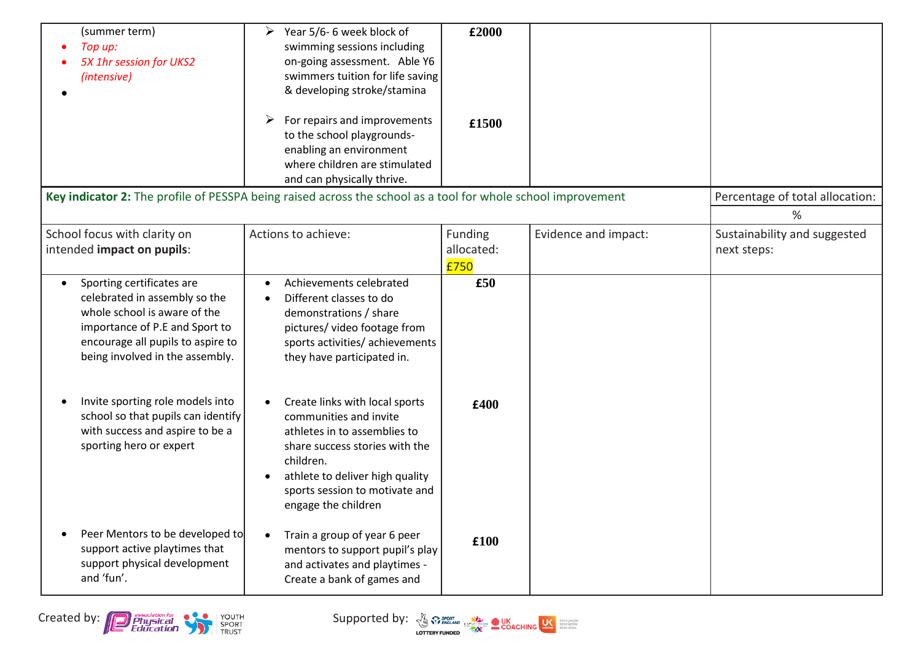| (summer term)<br>• *Top up:*<br>• *5X 1hr session for UKS2 (intensive)*<br>• | ➢ Year 5/6- 6 week block of swimming sessions including on-going assessment. Able Y6 swimmers tuition for life saving & developing stroke/stamina<br><br>➢ For repairs and improvements to the school playgrounds- enabling an environment where children are stimulated and can physically thrive. | **£2000**<br><br>**£1500** | | |
|---|---|---|---|---|
| **Key indicator 2:** The profile of PESSPA being raised across the school as a tool for whole school improvement | | | | Percentage of total allocation:<br>% |
| School focus with clarity on intended **impact on pupils**: | Actions to achieve: | Funding allocated:<br>£750 | Evidence and impact: | Sustainability and suggested next steps: |
| • Sporting certificates are celebrated in assembly so the whole school is aware of the importance of P.E and Sport to encourage all pupils to aspire to being involved in the assembly. | • Achievements celebrated<br>• Different classes to do demonstrations / share pictures/ video footage from sports activities/ achievements they have participated in. | **£50** | | |
| • Invite sporting role models into school so that pupils can identify with success and aspire to be a sporting hero or expert | • Create links with local sports communities and invite athletes in to assemblies to share success stories with the children.<br>• athlete to deliver high quality sports session to motivate and engage the children | **£400** | | |
| • Peer Mentors to be developed to support active playtimes that support physical development and 'fun'. | • Train a group of year 6 peer mentors to support pupil's play and activates and playtimes - Create a bank of games and | **£100** | | |

Created by: Association for Physical Education, Youth Sport Trust

Supported by: Sport England, Lottery Funded, CSPN, UK Coaching, UK Active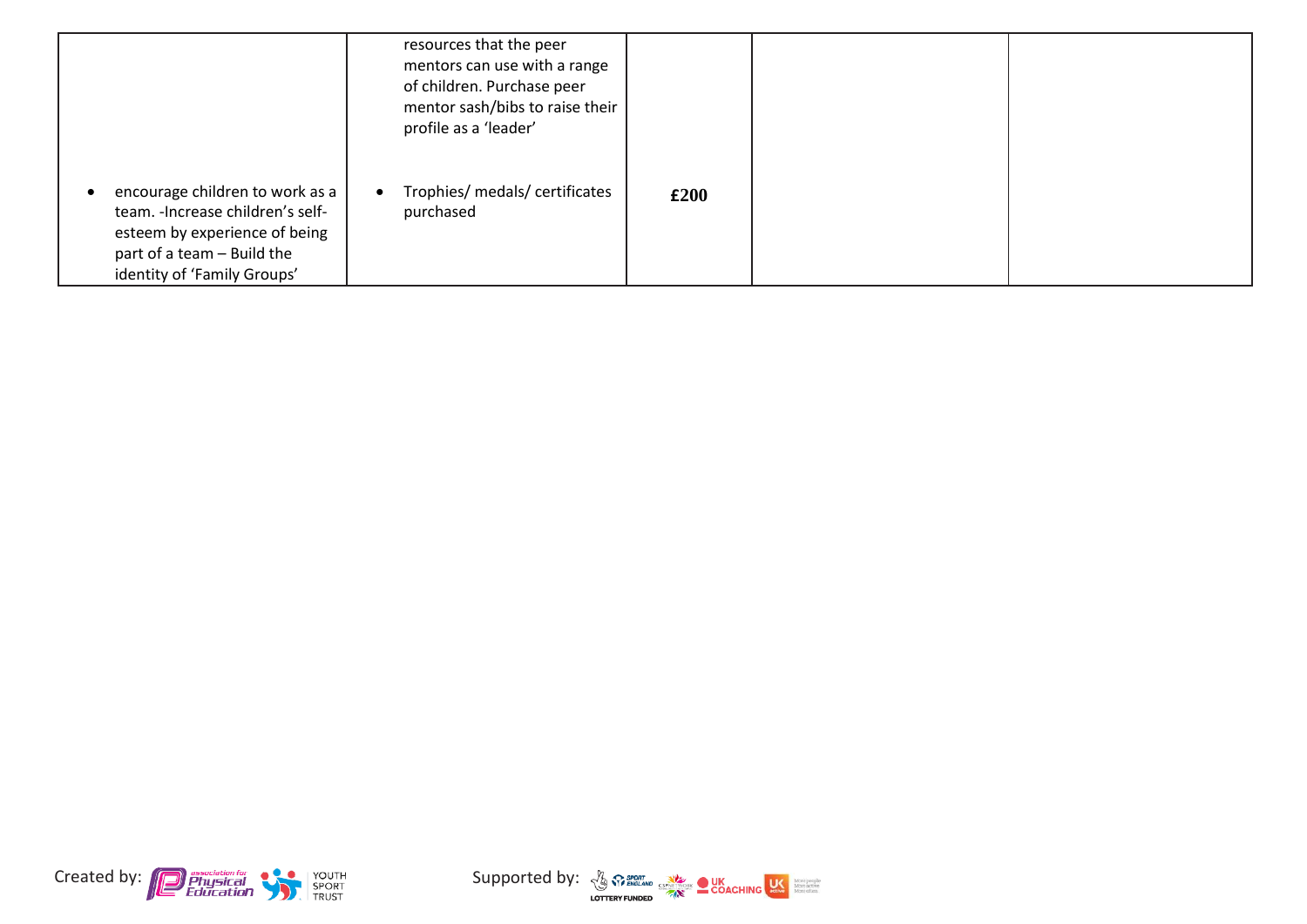| | | | | |
|---|---|---|---|---|
| | resources that the peer mentors can use with a range of children. Purchase peer mentor sash/bibs to raise their profile as a 'leader' | | | |
| • encourage children to work as a team. -Increase children's self-esteem by experience of being part of a team – Build the identity of 'Family Groups' | • Trophies/ medals/ certificates purchased | **£200** | | |

Created by: association for Physical Education, YOUTH SPORT TRUST

Supported by: SPORT ENGLAND, LOTTERY FUNDED, CSPNETWORK, UK COACHING, UK active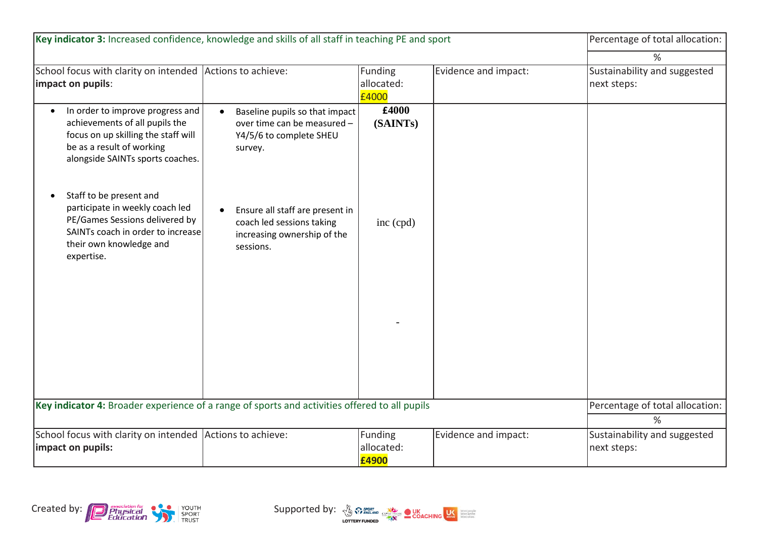| **Key indicator 3:** Increased confidence, knowledge and skills of all staff in teaching PE and sport | | | | Percentage of total allocation: |
|---|---|---|---|---|
| | | | | % |
| School focus with clarity on intended **impact on pupils**: | Actions to achieve: | Funding allocated: £4000 | Evidence and impact: | Sustainability and suggested next steps: |
| • In order to improve progress and achievements of all pupils the focus on up skilling the staff will be as a result of working alongside SAINTs sports coaches.<br><br>• Staff to be present and participate in weekly coach led PE/Games Sessions delivered by SAINTs coach in order to increase their own knowledge and expertise. | • Baseline pupils so that impact over time can be measured – Y4/5/6 to complete SHEU survey.<br><br>• Ensure all staff are present in coach led sessions taking increasing ownership of the sessions. | **£4000 (SAINTs)**<br><br>inc (cpd)<br><br>- | | |

| **Key indicator 4:** Broader experience of a range of sports and activities offered to all pupils | | | | Percentage of total allocation: |
|---|---|---|---|---|
| | | | | % |
| School focus with clarity on intended **impact on pupils:** | Actions to achieve: | Funding allocated: **£4900** | Evidence and impact: | Sustainability and suggested next steps: |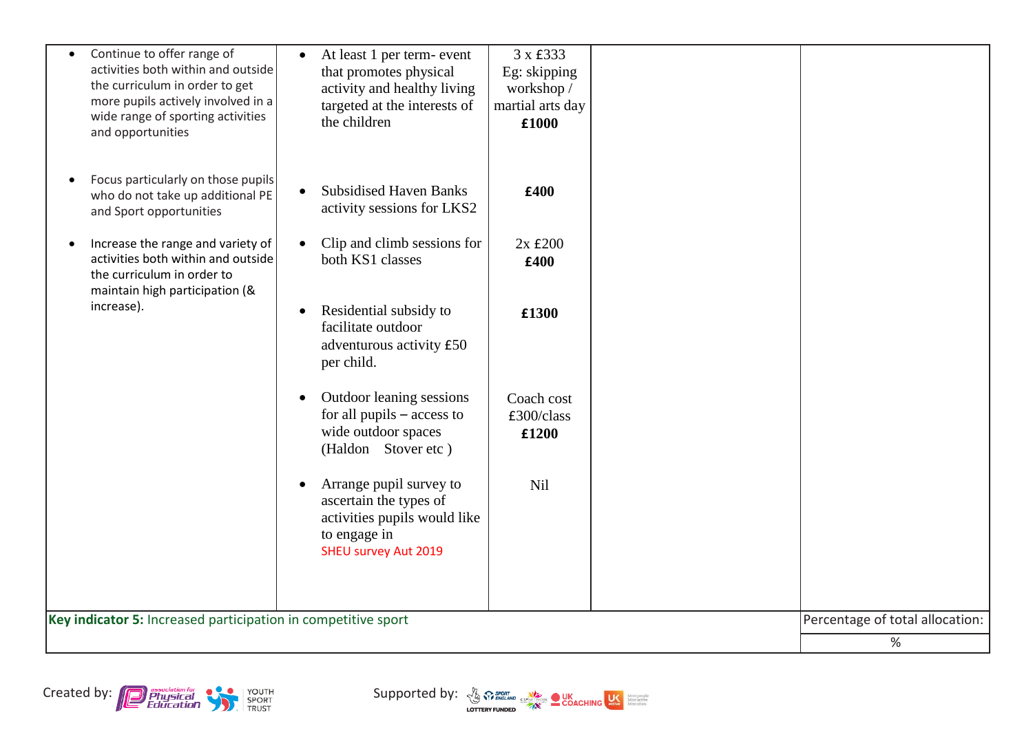| | | | | |
|---|---|---|---|---|
| • Continue to offer range of activities both within and outside the curriculum in order to get more pupils actively involved in a wide range of sporting activities and opportunities<br><br>• Focus particularly on those pupils who do not take up additional PE and Sport opportunities<br><br>• Increase the range and variety of activities both within and outside the curriculum in order to maintain high participation (& increase). | • At least 1 per term- event that promotes physical activity and healthy living targeted at the interests of the children<br><br>• Subsidised Haven Banks activity sessions for LKS2<br><br>• Clip and climb sessions for both KS1 classes<br><br>• Residential subsidy to facilitate outdoor adventurous activity £50 per child.<br><br>• Outdoor leaning sessions for all pupils – access to wide outdoor spaces (Haldon Stover etc )<br><br>• Arrange pupil survey to ascertain the types of activities pupils would like to engage in<br>SHEU survey Aut 2019 | 3 x £333<br>Eg: skipping workshop / martial arts day<br>**£1000**<br><br>**£400**<br><br>2x £200<br>**£400**<br><br>**£1300**<br><br>Coach cost £300/class<br>**£1200**<br><br>Nil | | |
| **Key indicator 5:** Increased participation in competitive sport | | | | Percentage of total allocation: |
| | | | | % |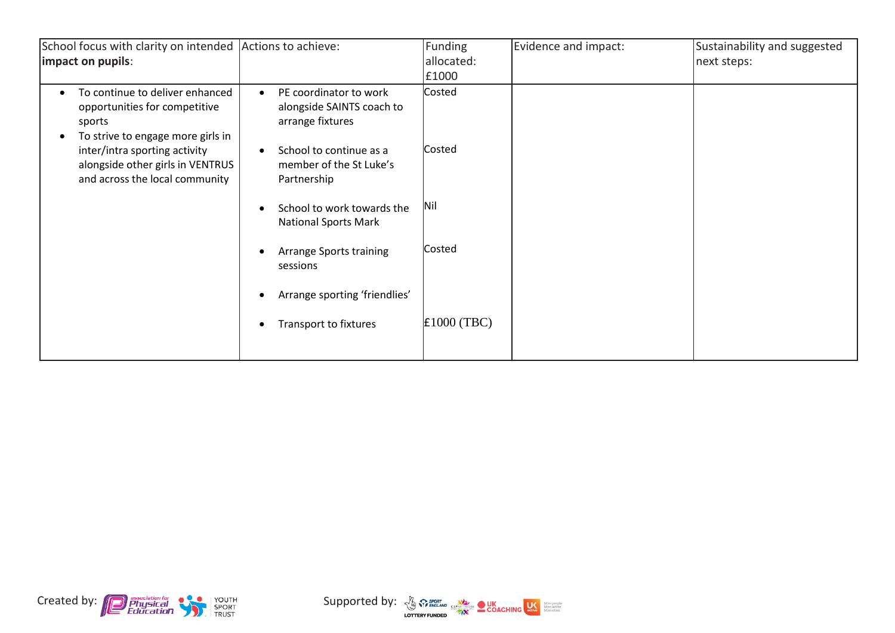| School focus with clarity on intended **impact on pupils**: | Actions to achieve: | Funding allocated: £1000 | Evidence and impact: | Sustainability and suggested next steps: |
|---|---|---|---|---|
| • To continue to deliver enhanced opportunities for competitive sports<br>• To strive to engage more girls in inter/intra sporting activity alongside other girls in VENTRUS and across the local community | • PE coordinator to work alongside SAINTS coach to arrange fixtures<br><br>• School to continue as a member of the St Luke's Partnership<br><br>• School to work towards the National Sports Mark<br><br>• Arrange Sports training sessions<br><br>• Arrange sporting 'friendlies'<br><br>• Transport to fixtures | Costed<br><br>Costed<br><br>Nil<br><br>Costed<br><br><br>£1000 (TBC) | | |

Created by: Supported by: